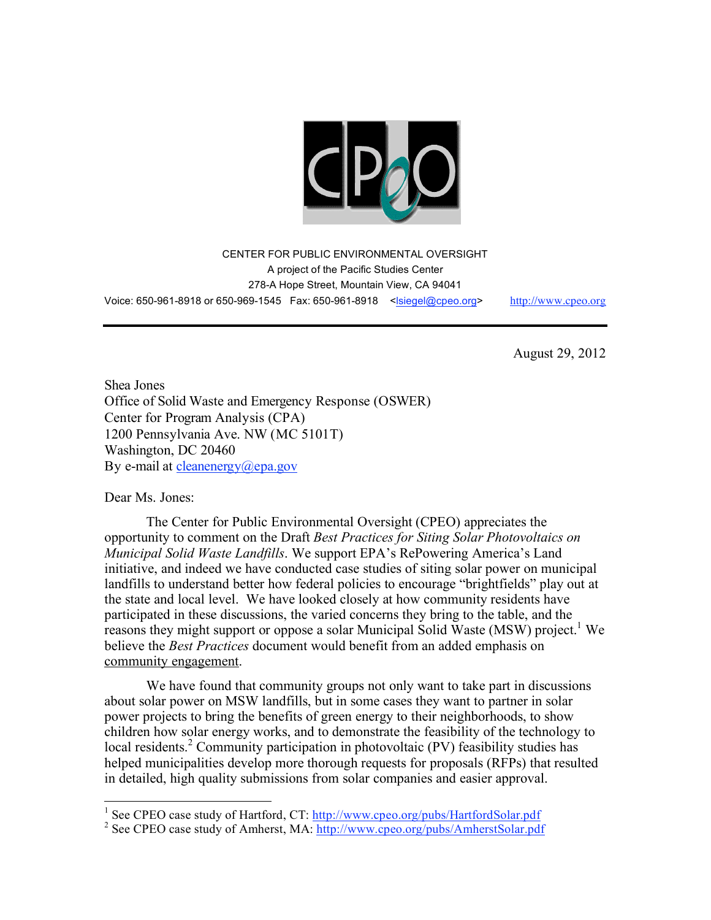CENTER FOR PUBLIC ENVIRONMENTAL OVERSIGHT
A project of the Pacific Studies Center
278-A Hope Street, Mountain View, CA 94041
Voice: 650-961-8918 or 650-969-1545 Fax: 650-961-8918 <lsiegel@cpeo.org> http://www.cpeo.org

---

August 29, 2012

Shea Jones
Office of Solid Waste and Emergency Response (OSWER)
Center for Program Analysis (CPA)
1200 Pennsylvania Ave. NW (MC 5101T)
Washington, DC 20460
By e-mail at cleanenergy@epa.gov

Dear Ms. Jones:

The Center for Public Environmental Oversight (CPEO) appreciates the opportunity to comment on the Draft *Best Practices for Siting Solar Photovoltaics on Municipal Solid Waste Landfills*. We support EPA's RePowering America's Land initiative, and indeed we have conducted case studies of siting solar power on municipal landfills to understand better how federal policies to encourage "brightfields" play out at the state and local level. We have looked closely at how community residents have participated in these discussions, the varied concerns they bring to the table, and the reasons they might support or oppose a solar Municipal Solid Waste (MSW) project.[1] We believe the *Best Practices* document would benefit from an added emphasis on community engagement.

We have found that community groups not only want to take part in discussions about solar power on MSW landfills, but in some cases they want to partner in solar power projects to bring the benefits of green energy to their neighborhoods, to show children how solar energy works, and to demonstrate the feasibility of the technology to local residents.[2] Community participation in photovoltaic (PV) feasibility studies has helped municipalities develop more thorough requests for proposals (RFPs) that resulted in detailed, high quality submissions from solar companies and easier approval.

---

[1] See CPEO case study of Hartford, CT: http://www.cpeo.org/pubs/HartfordSolar.pdf
[2] See CPEO case study of Amherst, MA: http://www.cpeo.org/pubs/AmherstSolar.pdf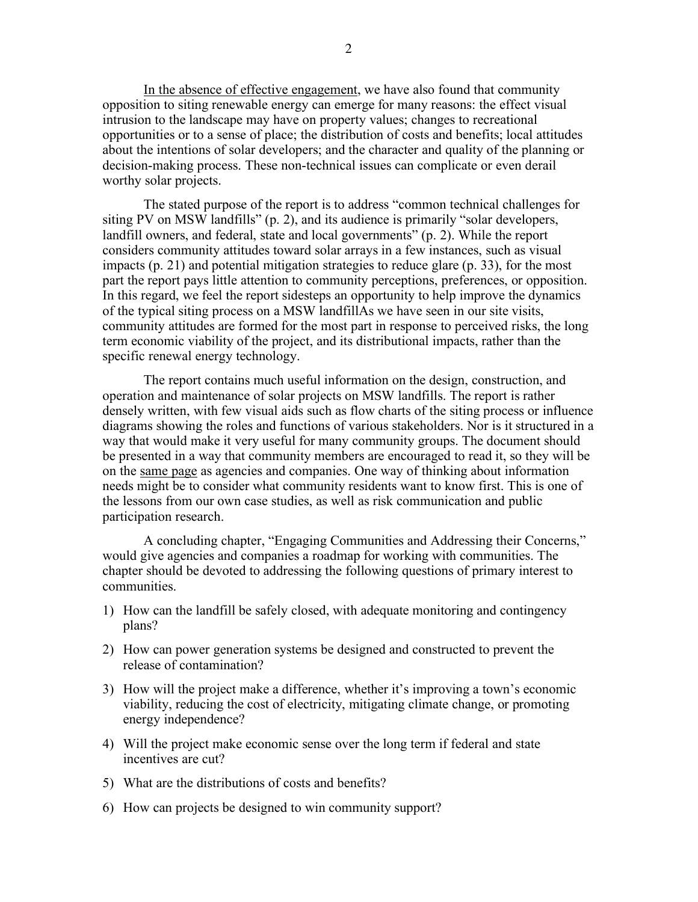<u>In the absence of effective engagement</u>, we have also found that community opposition to siting renewable energy can emerge for many reasons: the effect visual intrusion to the landscape may have on property values; changes to recreational opportunities or to a sense of place; the distribution of costs and benefits; local attitudes about the intentions of solar developers; and the character and quality of the planning or decision-making process. These non-technical issues can complicate or even derail worthy solar projects.

The stated purpose of the report is to address "common technical challenges for siting PV on MSW landfills" (p. 2), and its audience is primarily "solar developers, landfill owners, and federal, state and local governments" (p. 2). While the report considers community attitudes toward solar arrays in a few instances, such as visual impacts (p. 21) and potential mitigation strategies to reduce glare (p. 33), for the most part the report pays little attention to community perceptions, preferences, or opposition. In this regard, we feel the report sidesteps an opportunity to help improve the dynamics of the typical siting process on a MSW landfillAs we have seen in our site visits, community attitudes are formed for the most part in response to perceived risks, the long term economic viability of the project, and its distributional impacts, rather than the specific renewal energy technology.

The report contains much useful information on the design, construction, and operation and maintenance of solar projects on MSW landfills. The report is rather densely written, with few visual aids such as flow charts of the siting process or influence diagrams showing the roles and functions of various stakeholders. Nor is it structured in a way that would make it very useful for many community groups. The document should be presented in a way that community members are encouraged to read it, so they will be on the <u>same page</u> as agencies and companies. One way of thinking about information needs might be to consider what community residents want to know first. This is one of the lessons from our own case studies, as well as risk communication and public participation research.

A concluding chapter, "Engaging Communities and Addressing their Concerns," would give agencies and companies a roadmap for working with communities. The chapter should be devoted to addressing the following questions of primary interest to communities.

1) How can the landfill be safely closed, with adequate monitoring and contingency plans?
2) How can power generation systems be designed and constructed to prevent the release of contamination?
3) How will the project make a difference, whether it's improving a town's economic viability, reducing the cost of electricity, mitigating climate change, or promoting energy independence?
4) Will the project make economic sense over the long term if federal and state incentives are cut?
5) What are the distributions of costs and benefits?
6) How can projects be designed to win community support?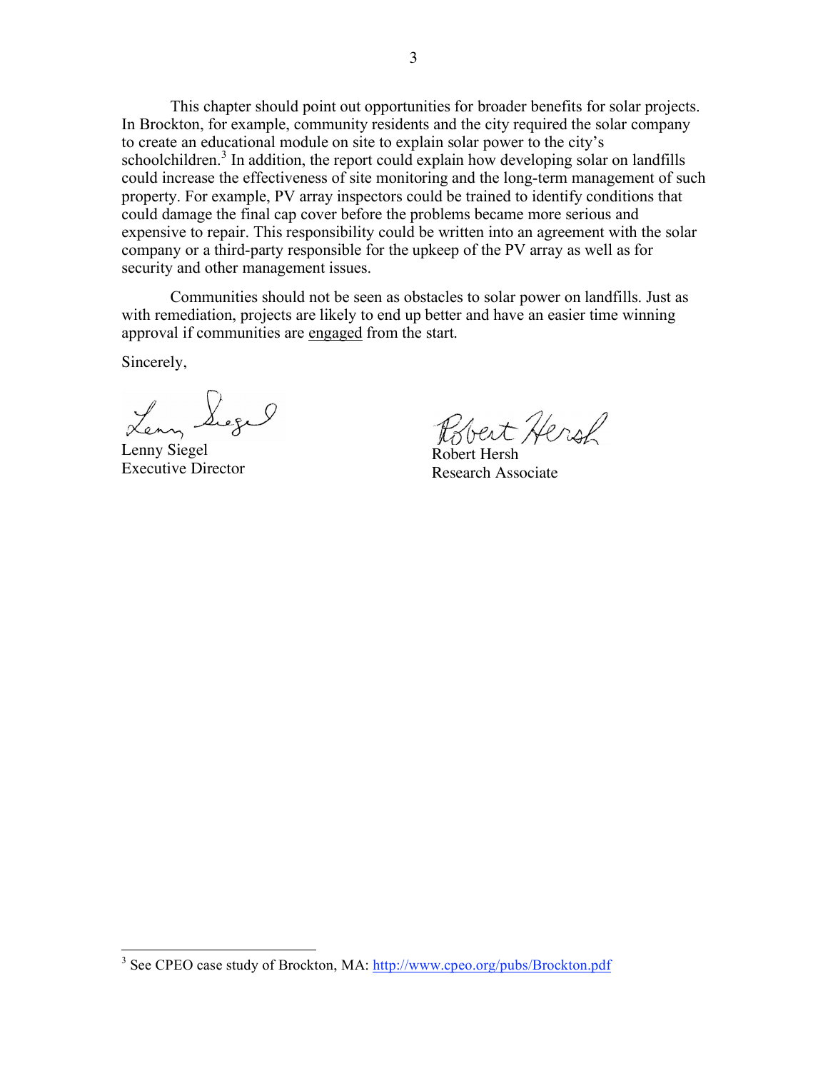This chapter should point out opportunities for broader benefits for solar projects. In Brockton, for example, community residents and the city required the solar company to create an educational module on site to explain solar power to the city's schoolchildren.[3] In addition, the report could explain how developing solar on landfills could increase the effectiveness of site monitoring and the long-term management of such property. For example, PV array inspectors could be trained to identify conditions that could damage the final cap cover before the problems became more serious and expensive to repair. This responsibility could be written into an agreement with the solar company or a third-party responsible for the upkeep of the PV array as well as for security and other management issues.

Communities should not be seen as obstacles to solar power on landfills. Just as with remediation, projects are likely to end up better and have an easier time winning approval if communities are engaged from the start.

Sincerely,

Lenny Siegel
Executive Director

Robert Hersh
Research Associate

---

[3] See CPEO case study of Brockton, MA: http://www.cpeo.org/pubs/Brockton.pdf